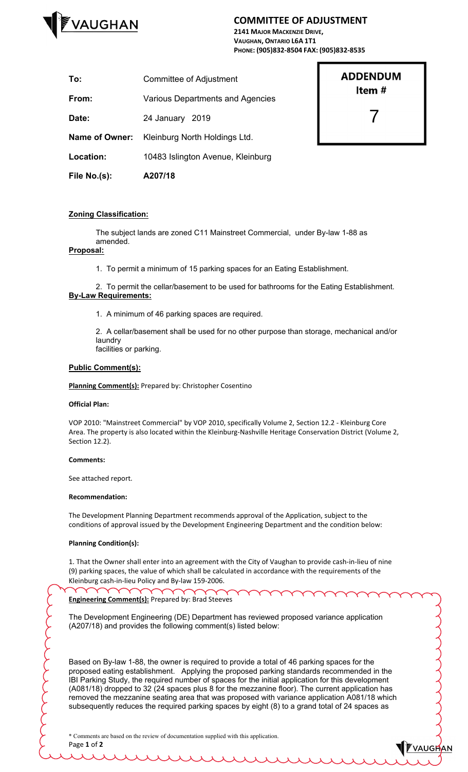# COMMITTEE OF ADJUSTMENT

**2141 MAJOR MACKENZIE DRIVE, VAUGHAN, ONTARIO L6A 1T1**
**PHONE: (905)832-8504 FAX: (905)832-8535**

| | |
|---|---|
| **To:** | Committee of Adjustment |
| **From:** | Various Departments and Agencies |
| **Date:** | 24 January 2019 |
| **Name of Owner:** | Kleinburg North Holdings Ltd. |
| **Location:** | 10483 Islington Avenue, Kleinburg |
| **File No.(s):** | **A207/18** |

**ADDENDUM**
**Item #**
7

**Zoning Classification:**

The subject lands are zoned C11 Mainstreet Commercial, under By-law 1-88 as amended.

**Proposal:**

1. To permit a minimum of 15 parking spaces for an Eating Establishment.
2. To permit the cellar/basement to be used for bathrooms for the Eating Establishment.

**By-Law Requirements:**

1. A minimum of 46 parking spaces are required.
2. A cellar/basement shall be used for no other purpose than storage, mechanical and/or laundry facilities or parking.

**Public Comment(s):**

**Planning Comment(s):** Prepared by: Christopher Cosentino

**Official Plan:**

VOP 2010: "Mainstreet Commercial" by VOP 2010, specifically Volume 2, Section 12.2 - Kleinburg Core Area. The property is also located within the Kleinburg-Nashville Heritage Conservation District (Volume 2, Section 12.2).

**Comments:**

See attached report.

**Recommendation:**

The Development Planning Department recommends approval of the Application, subject to the conditions of approval issued by the Development Engineering Department and the condition below:

**Planning Condition(s):**

1. That the Owner shall enter into an agreement with the City of Vaughan to provide cash-in-lieu of nine (9) parking spaces, the value of which shall be calculated in accordance with the requirements of the Kleinburg cash-in-lieu Policy and By-law 159-2006.

**Engineering Comment(s):** Prepared by: Brad Steeves

The Development Engineering (DE) Department has reviewed proposed variance application (A207/18) and provides the following comment(s) listed below:

Based on By-law 1-88, the owner is required to provide a total of 46 parking spaces for the proposed eating establishment. Applying the proposed parking standards recommended in the IBI Parking Study, the required number of spaces for the initial application for this development (A081/18) dropped to 32 (24 spaces plus 8 for the mezzanine floor). The current application has removed the mezzanine seating area that was proposed with variance application A081/18 which subsequently reduces the required parking spaces by eight (8) to a grand total of 24 spaces as

\* Comments are based on the review of documentation supplied with this application.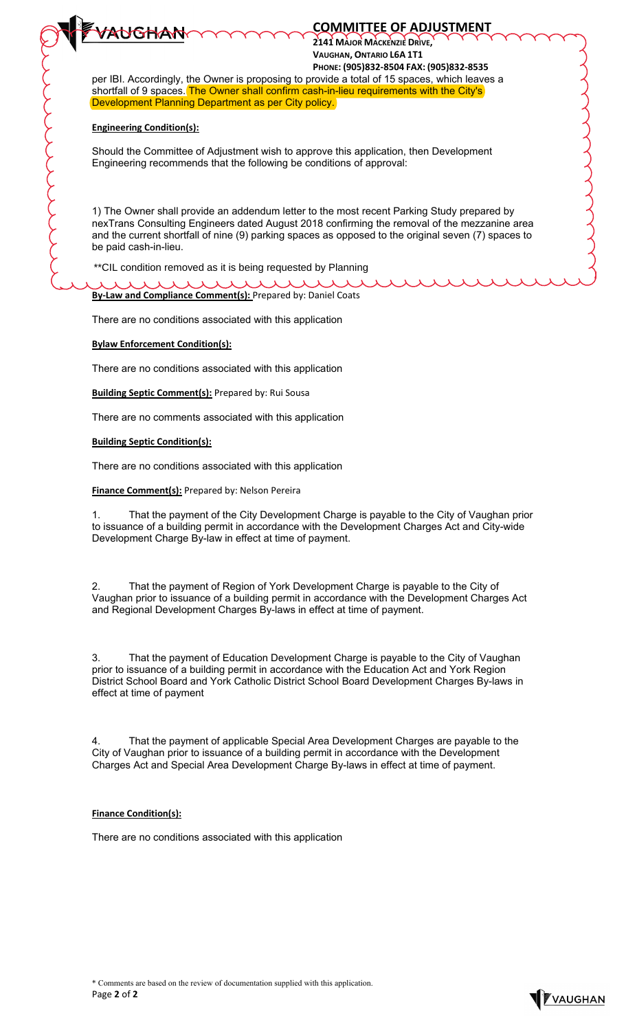per IBI. Accordingly, the Owner is proposing to provide a total of 15 spaces, which leaves a shortfall of 9 spaces. The Owner shall confirm cash-in-lieu requirements with the City's Development Planning Department as per City policy.

**Engineering Condition(s):**

Should the Committee of Adjustment wish to approve this application, then Development Engineering recommends that the following be conditions of approval:

1) The Owner shall provide an addendum letter to the most recent Parking Study prepared by nexTrans Consulting Engineers dated August 2018 confirming the removal of the mezzanine area and the current shortfall of nine (9) parking spaces as opposed to the original seven (7) spaces to be paid cash-in-lieu.

**CIL condition removed as it is being requested by Planning

**By-Law and Compliance Comment(s):** Prepared by: Daniel Coats

There are no conditions associated with this application

**Bylaw Enforcement Condition(s):**

There are no conditions associated with this application

**Building Septic Comment(s):** Prepared by: Rui Sousa

There are no comments associated with this application

**Building Septic Condition(s):**

There are no conditions associated with this application

**Finance Comment(s):** Prepared by: Nelson Pereira

1. That the payment of the City Development Charge is payable to the City of Vaughan prior to issuance of a building permit in accordance with the Development Charges Act and City-wide Development Charge By-law in effect at time of payment.

2. That the payment of Region of York Development Charge is payable to the City of Vaughan prior to issuance of a building permit in accordance with the Development Charges Act and Regional Development Charges By-laws in effect at time of payment.

3. That the payment of Education Development Charge is payable to the City of Vaughan prior to issuance of a building permit in accordance with the Education Act and York Region District School Board and York Catholic District School Board Development Charges By-laws in effect at time of payment

4. That the payment of applicable Special Area Development Charges are payable to the City of Vaughan prior to issuance of a building permit in accordance with the Development Charges Act and Special Area Development Charge By-laws in effect at time of payment.

**Finance Condition(s):**

There are no conditions associated with this application

\* Comments are based on the review of documentation supplied with this application.